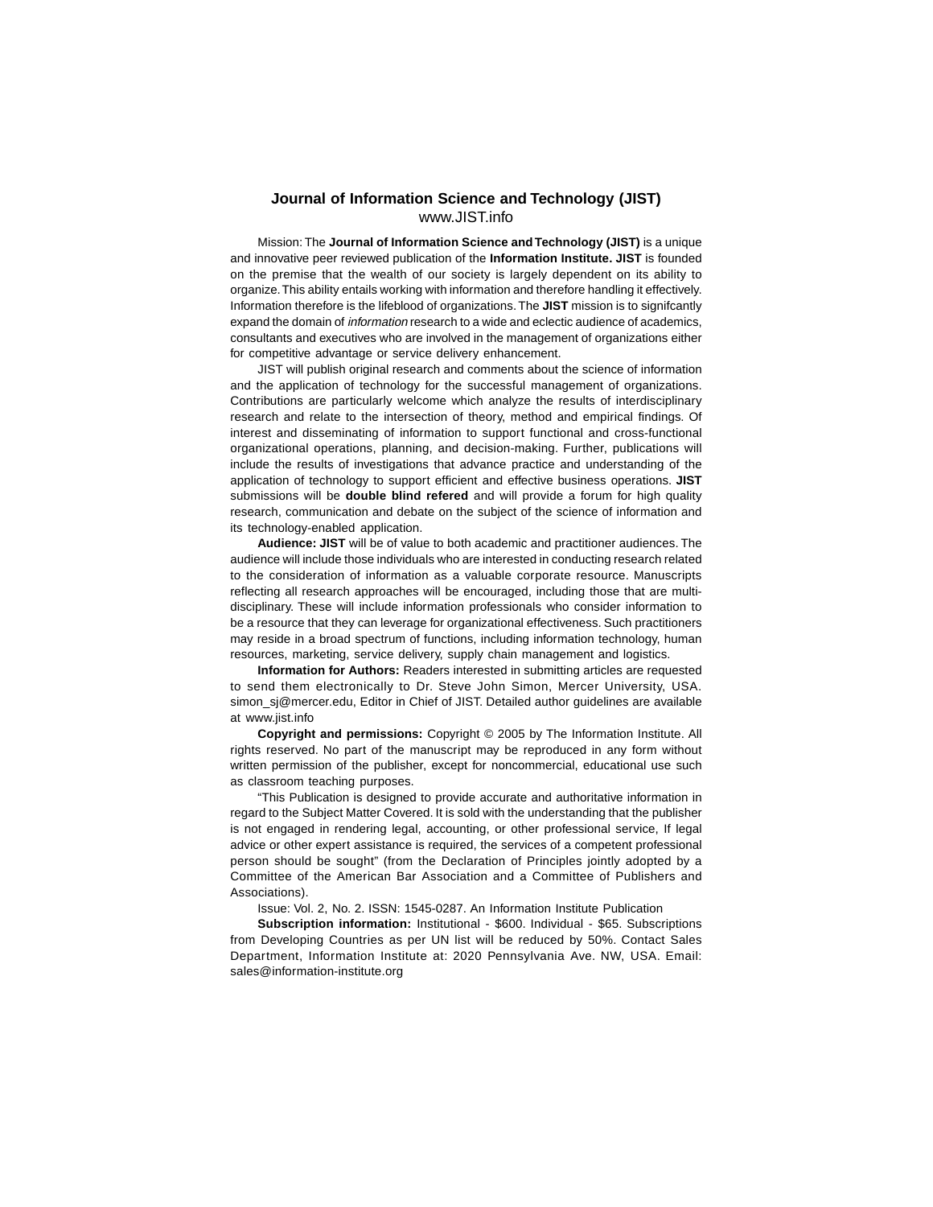# Journal of Information Science and Technology (JIST)

www.JIST.info

Mission: The **Journal of Information Science and Technology (JIST)** is a unique and innovative peer reviewed publication of the **Information Institute. JIST** is founded on the premise that the wealth of our society is largely dependent on its ability to organize. This ability entails working with information and therefore handling it effectively. Information therefore is the lifeblood of organizations. The **JIST** mission is to signifcantly expand the domain of *information* research to a wide and eclectic audience of academics, consultants and executives who are involved in the management of organizations either for competitive advantage or service delivery enhancement.

JIST will publish original research and comments about the science of information and the application of technology for the successful management of organizations. Contributions are particularly welcome which analyze the results of interdisciplinary research and relate to the intersection of theory, method and empirical findings. Of interest and disseminating of information to support functional and cross-functional organizational operations, planning, and decision-making. Further, publications will include the results of investigations that advance practice and understanding of the application of technology to support efficient and effective business operations. **JIST** submissions will be **double blind refered** and will provide a forum for high quality research, communication and debate on the subject of the science of information and its technology-enabled application.

**Audience: JIST** will be of value to both academic and practitioner audiences. The audience will include those individuals who are interested in conducting research related to the consideration of information as a valuable corporate resource. Manuscripts reflecting all research approaches will be encouraged, including those that are multi-disciplinary. These will include information professionals who consider information to be a resource that they can leverage for organizational effectiveness. Such practitioners may reside in a broad spectrum of functions, including information technology, human resources, marketing, service delivery, supply chain management and logistics.

**Information for Authors:** Readers interested in submitting articles are requested to send them electronically to Dr. Steve John Simon, Mercer University, USA. simon_sj@mercer.edu, Editor in Chief of JIST. Detailed author guidelines are available at www.jist.info

**Copyright and permissions:** Copyright © 2005 by The Information Institute. All rights reserved. No part of the manuscript may be reproduced in any form without written permission of the publisher, except for noncommercial, educational use such as classroom teaching purposes.

"This Publication is designed to provide accurate and authoritative information in regard to the Subject Matter Covered. It is sold with the understanding that the publisher is not engaged in rendering legal, accounting, or other professional service, If legal advice or other expert assistance is required, the services of a competent professional person should be sought" (from the Declaration of Principles jointly adopted by a Committee of the American Bar Association and a Committee of Publishers and Associations).

Issue: Vol. 2, No. 2. ISSN: 1545-0287. An Information Institute Publication

**Subscription information:** Institutional - $600. Individual - $65. Subscriptions from Developing Countries as per UN list will be reduced by 50%. Contact Sales Department, Information Institute at: 2020 Pennsylvania Ave. NW, USA. Email: sales@information-institute.org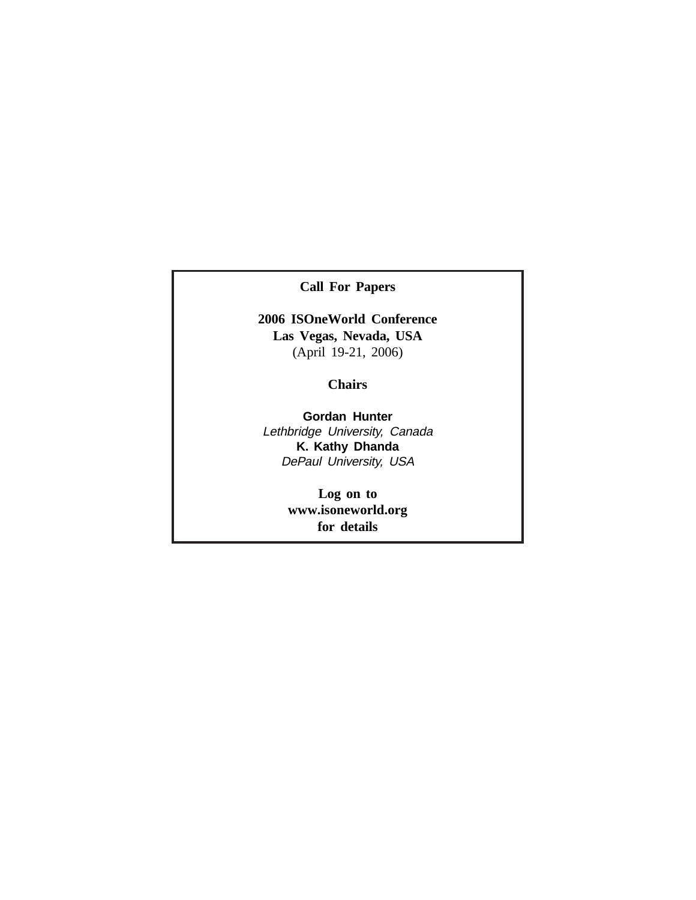**Call For Papers**

**2006 ISOneWorld Conference**
**Las Vegas, Nevada, USA**
(April 19-21, 2006)

**Chairs**

**Gordan Hunter**
*Lethbridge University, Canada*
**K. Kathy Dhanda**
*DePaul University, USA*

**Log on to**
**www.isoneworld.org**
**for details**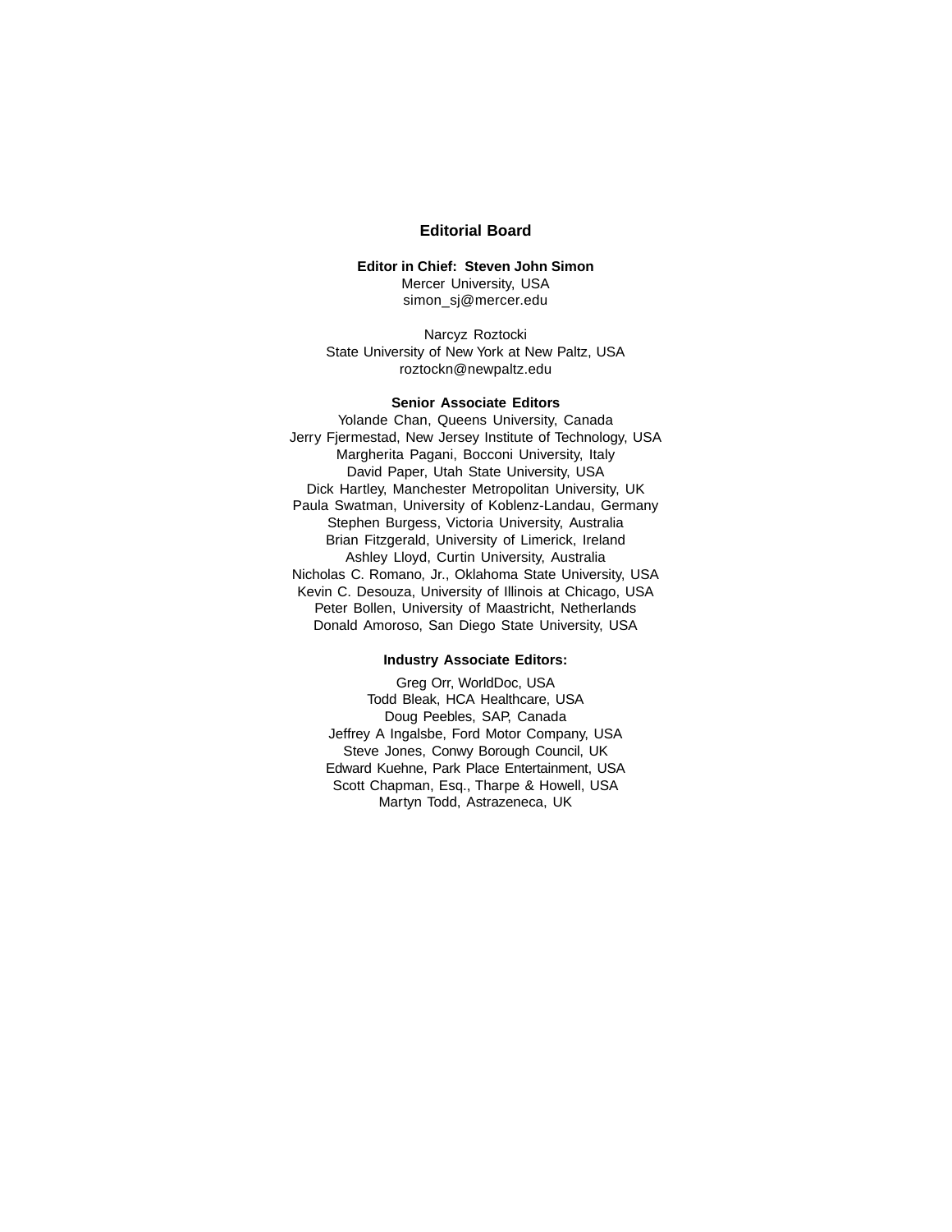## Editorial Board

**Editor in Chief: Steven John Simon**
Mercer University, USA
simon_sj@mercer.edu

Narcyz Roztocki
State University of New York at New Paltz, USA
roztockn@newpaltz.edu

**Senior Associate Editors**

Yolande Chan, Queens University, Canada
Jerry Fjermestad, New Jersey Institute of Technology, USA
Margherita Pagani, Bocconi University, Italy
David Paper, Utah State University, USA
Dick Hartley, Manchester Metropolitan University, UK
Paula Swatman, University of Koblenz-Landau, Germany
Stephen Burgess, Victoria University, Australia
Brian Fitzgerald, University of Limerick, Ireland
Ashley Lloyd, Curtin University, Australia
Nicholas C. Romano, Jr., Oklahoma State University, USA
Kevin C. Desouza, University of Illinois at Chicago, USA
Peter Bollen, University of Maastricht, Netherlands
Donald Amoroso, San Diego State University, USA

**Industry Associate Editors:**

Greg Orr, WorldDoc, USA
Todd Bleak, HCA Healthcare, USA
Doug Peebles, SAP, Canada
Jeffrey A Ingalsbe, Ford Motor Company, USA
Steve Jones, Conwy Borough Council, UK
Edward Kuehne, Park Place Entertainment, USA
Scott Chapman, Esq., Tharpe & Howell, USA
Martyn Todd, Astrazeneca, UK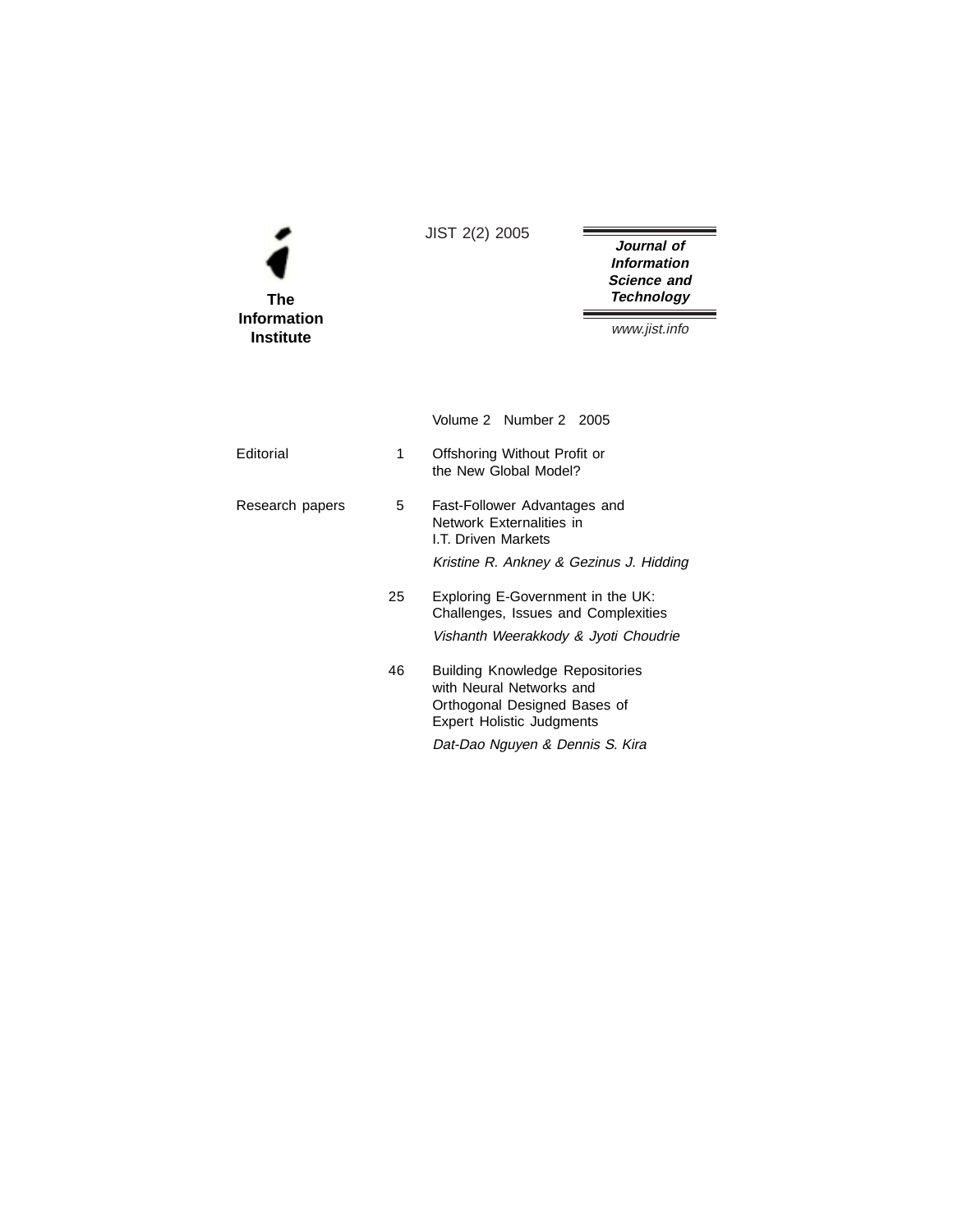**The Information Institute**

JIST 2(2) 2005

***Journal of Information Science and Technology***

*www.jist.info*

Volume 2 Number 2 2005

| | | |
|---|---|---|
| Editorial | 1 | Offshoring Without Profit or the New Global Model? |
| Research papers | 5 | Fast-Follower Advantages and Network Externalities in I.T. Driven Markets<br>*Kristine R. Ankney & Gezinus J. Hidding* |
| | 25 | Exploring E-Government in the UK: Challenges, Issues and Complexities<br>*Vishanth Weerakkody & Jyoti Choudrie* |
| | 46 | Building Knowledge Repositories with Neural Networks and Orthogonal Designed Bases of Expert Holistic Judgments<br>*Dat-Dao Nguyen & Dennis S. Kira* |